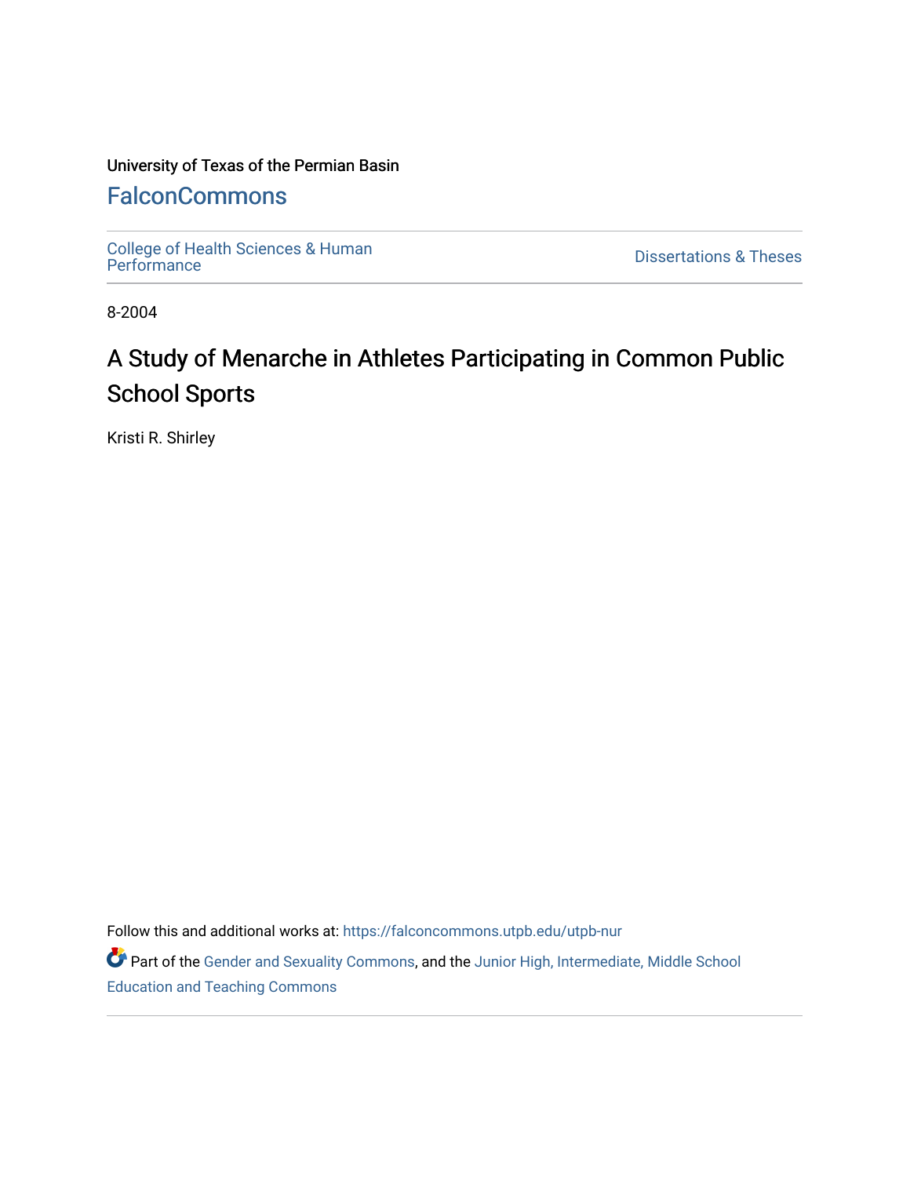University of Texas of the Permian Basin

# FalconCommons

College of Health Sciences & Human Performance | Dissertations & Theses

8-2004

## A Study of Menarche in Athletes Participating in Common Public School Sports

Kristi R. Shirley

Follow this and additional works at: https://falconcommons.utpb.edu/utpb-nur

Part of the Gender and Sexuality Commons, and the Junior High, Intermediate, Middle School Education and Teaching Commons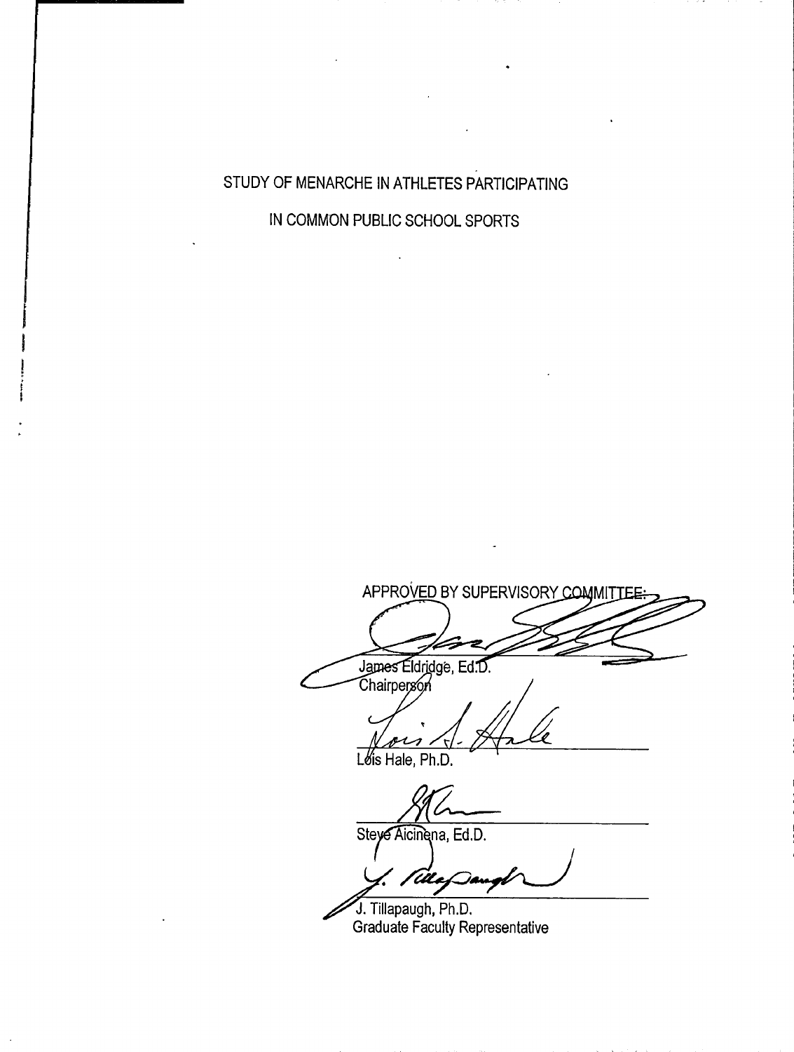STUDY OF MENARCHE IN ATHLETES PARTICIPATING

IN COMMON PUBLIC SCHOOL SPORTS

APPROVED BY SUPERVISORY COMMITTEE:

James Eldridge, Ed.D.
Chairperson

Lois Hale, Ph.D.

Steve Aicinena, Ed.D.

J. Tillapaugh, Ph.D.
Graduate Faculty Representative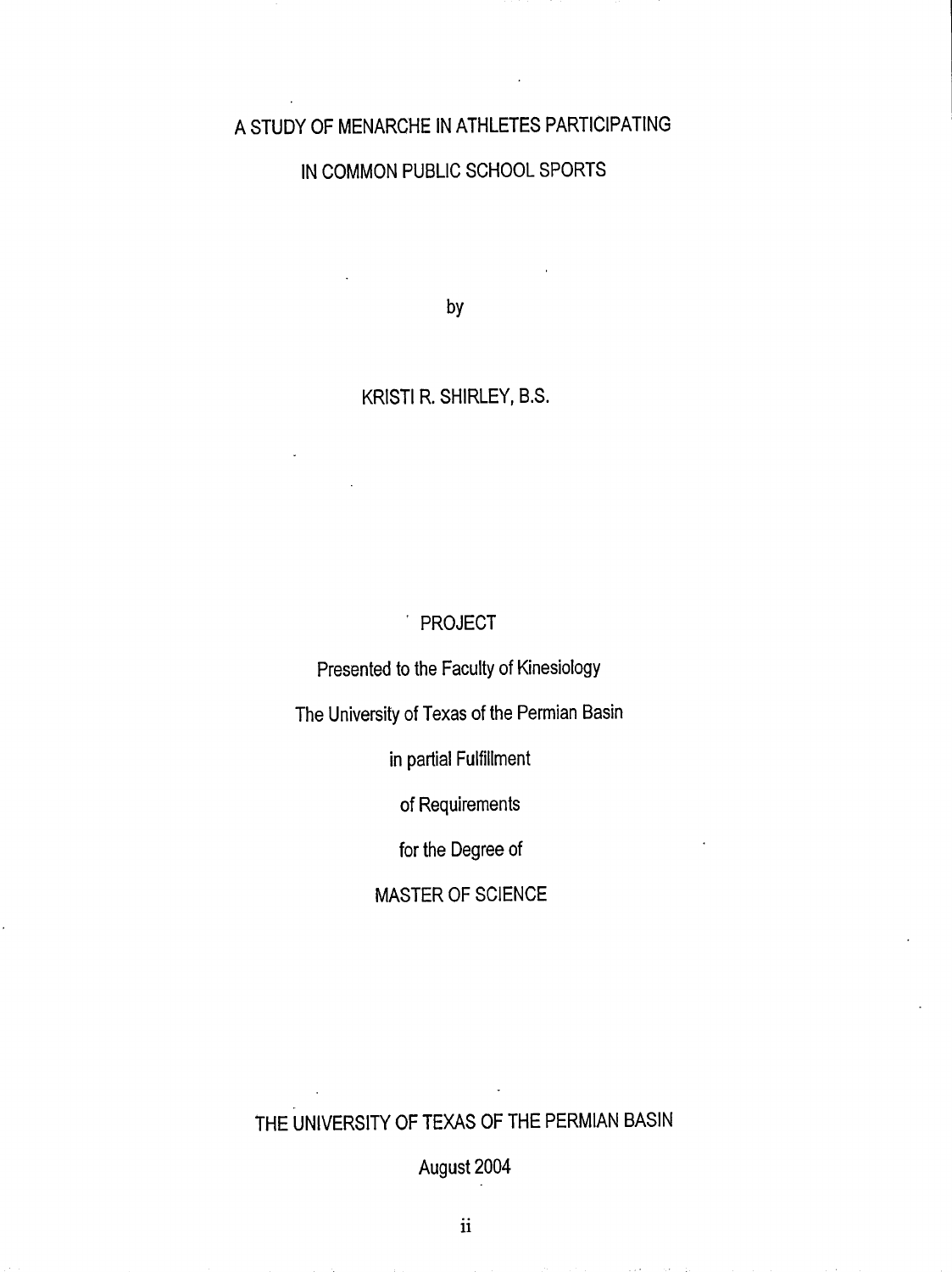# A STUDY OF MENARCHE IN ATHLETES PARTICIPATING IN COMMON PUBLIC SCHOOL SPORTS

by

KRISTI R. SHIRLEY, B.S.

PROJECT

Presented to the Faculty of Kinesiology

The University of Texas of the Permian Basin

in partial Fulfillment

of Requirements

for the Degree of

MASTER OF SCIENCE

THE UNIVERSITY OF TEXAS OF THE PERMIAN BASIN

August 2004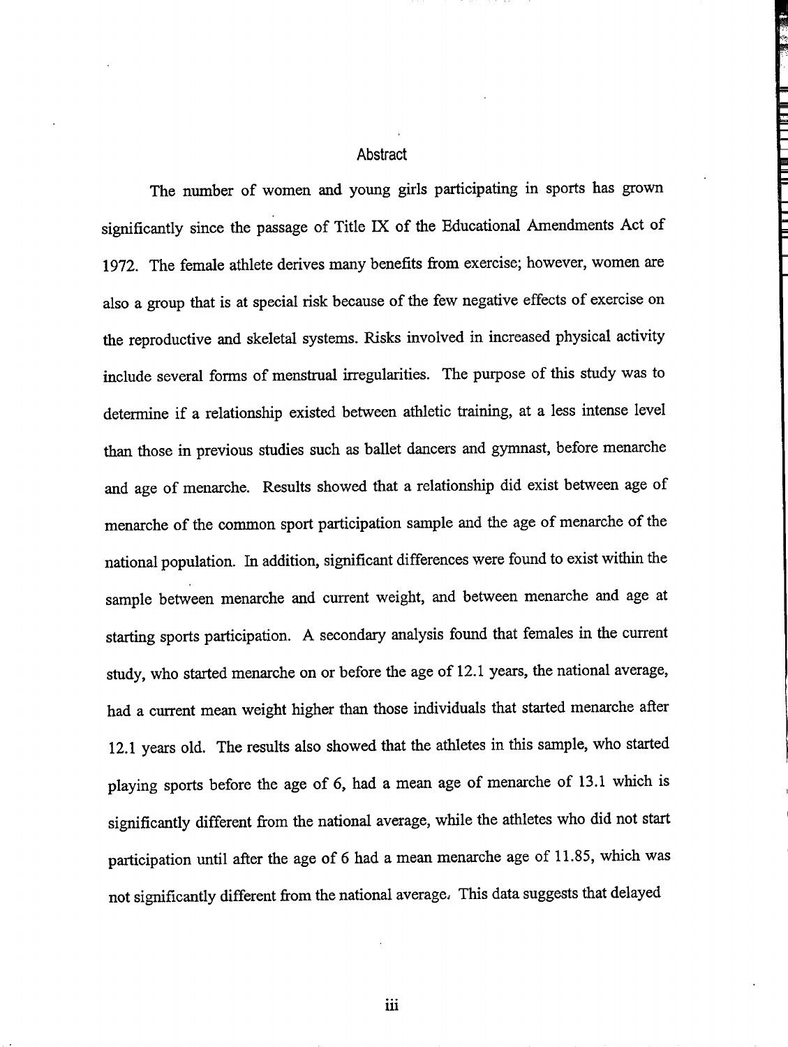## Abstract

The number of women and young girls participating in sports has grown significantly since the passage of Title IX of the Educational Amendments Act of 1972. The female athlete derives many benefits from exercise; however, women are also a group that is at special risk because of the few negative effects of exercise on the reproductive and skeletal systems. Risks involved in increased physical activity include several forms of menstrual irregularities. The purpose of this study was to determine if a relationship existed between athletic training, at a less intense level than those in previous studies such as ballet dancers and gymnast, before menarche and age of menarche. Results showed that a relationship did exist between age of menarche of the common sport participation sample and the age of menarche of the national population. In addition, significant differences were found to exist within the sample between menarche and current weight, and between menarche and age at starting sports participation. A secondary analysis found that females in the current study, who started menarche on or before the age of 12.1 years, the national average, had a current mean weight higher than those individuals that started menarche after 12.1 years old. The results also showed that the athletes in this sample, who started playing sports before the age of 6, had a mean age of menarche of 13.1 which is significantly different from the national average, while the athletes who did not start participation until after the age of 6 had a mean menarche age of 11.85, which was not significantly different from the national average. This data suggests that delayed